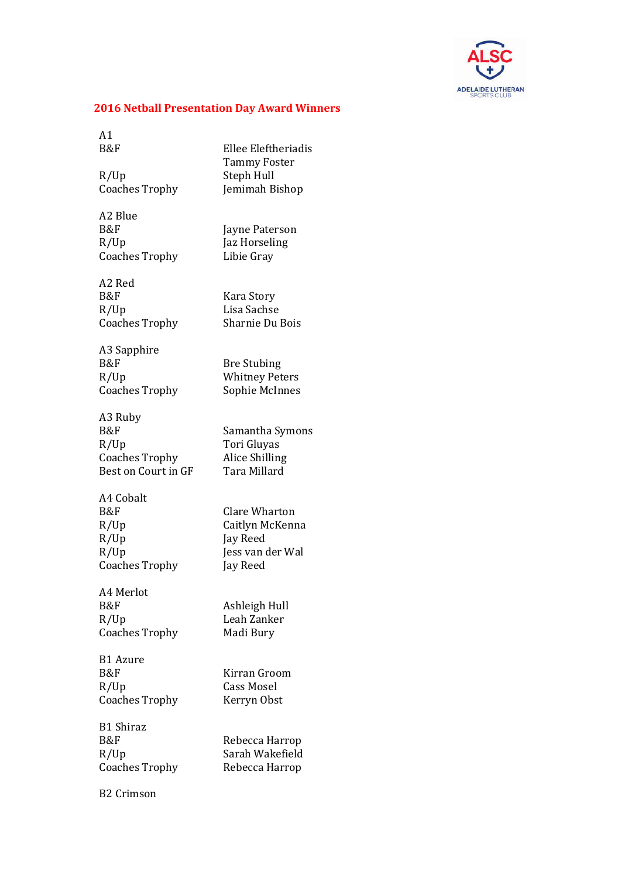## 2016 Netball Presentation Day Award Winners

**A1**

| | |
|---|---|
| B&F | Ellee Eleftheriadis |
| | Tammy Foster |
| R/Up | Steph Hull |
| Coaches Trophy | Jemimah Bishop |

**A2 Blue**

| | |
|---|---|
| B&F | Jayne Paterson |
| R/Up | Jaz Horseling |
| Coaches Trophy | Libie Gray |

**A2 Red**

| | |
|---|---|
| B&F | Kara Story |
| R/Up | Lisa Sachse |
| Coaches Trophy | Sharnie Du Bois |

**A3 Sapphire**

| | |
|---|---|
| B&F | Bre Stubing |
| R/Up | Whitney Peters |
| Coaches Trophy | Sophie McInnes |

**A3 Ruby**

| | |
|---|---|
| B&F | Samantha Symons |
| R/Up | Tori Gluyas |
| Coaches Trophy | Alice Shilling |
| Best on Court in GF | Tara Millard |

**A4 Cobalt**

| | |
|---|---|
| B&F | Clare Wharton |
| R/Up | Caitlyn McKenna |
| R/Up | Jay Reed |
| R/Up | Jess van der Wal |
| Coaches Trophy | Jay Reed |

**A4 Merlot**

| | |
|---|---|
| B&F | Ashleigh Hull |
| R/Up | Leah Zanker |
| Coaches Trophy | Madi Bury |

**B1 Azure**

| | |
|---|---|
| B&F | Kirran Groom |
| R/Up | Cass Mosel |
| Coaches Trophy | Kerryn Obst |

**B1 Shiraz**

| | |
|---|---|
| B&F | Rebecca Harrop |
| R/Up | Sarah Wakefield |
| Coaches Trophy | Rebecca Harrop |

**B2 Crimson**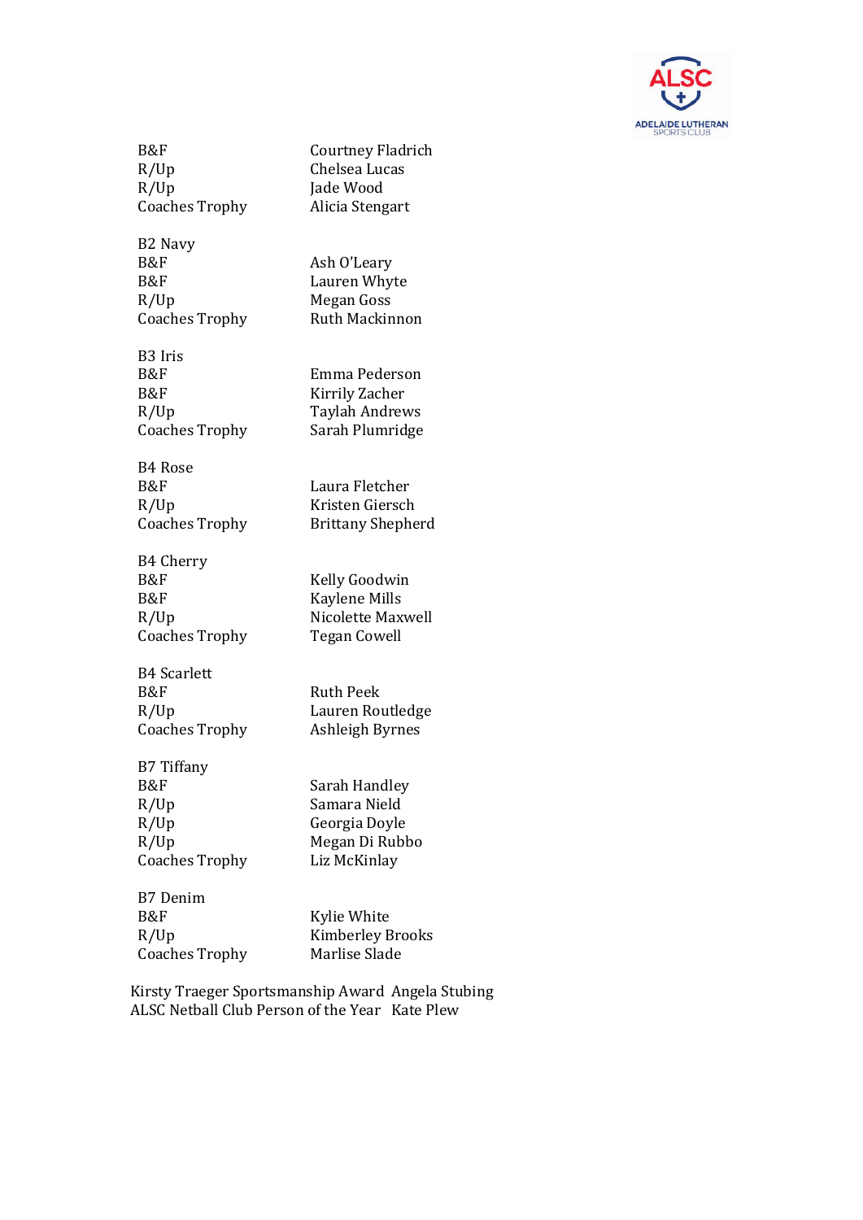| | |
|---|---|
| B&F | Courtney Fladrich |
| R/Up | Chelsea Lucas |
| R/Up | Jade Wood |
| Coaches Trophy | Alicia Stengart |
| | |
| **B2 Navy** | |
| B&F | Ash O'Leary |
| B&F | Lauren Whyte |
| R/Up | Megan Goss |
| Coaches Trophy | Ruth Mackinnon |
| | |
| **B3 Iris** | |
| B&F | Emma Pederson |
| B&F | Kirrily Zacher |
| R/Up | Taylah Andrews |
| Coaches Trophy | Sarah Plumridge |
| | |
| **B4 Rose** | |
| B&F | Laura Fletcher |
| R/Up | Kristen Giersch |
| Coaches Trophy | Brittany Shepherd |
| | |
| **B4 Cherry** | |
| B&F | Kelly Goodwin |
| B&F | Kaylene Mills |
| R/Up | Nicolette Maxwell |
| Coaches Trophy | Tegan Cowell |
| | |
| **B4 Scarlett** | |
| B&F | Ruth Peek |
| R/Up | Lauren Routledge |
| Coaches Trophy | Ashleigh Byrnes |
| | |
| **B7 Tiffany** | |
| B&F | Sarah Handley |
| R/Up | Samara Nield |
| R/Up | Georgia Doyle |
| R/Up | Megan Di Rubbo |
| Coaches Trophy | Liz McKinlay |
| | |
| **B7 Denim** | |
| B&F | Kylie White |
| R/Up | Kimberley Brooks |
| Coaches Trophy | Marlise Slade |

Kirsty Traeger Sportsmanship Award Angela Stubing
ALSC Netball Club Person of the Year Kate Plew